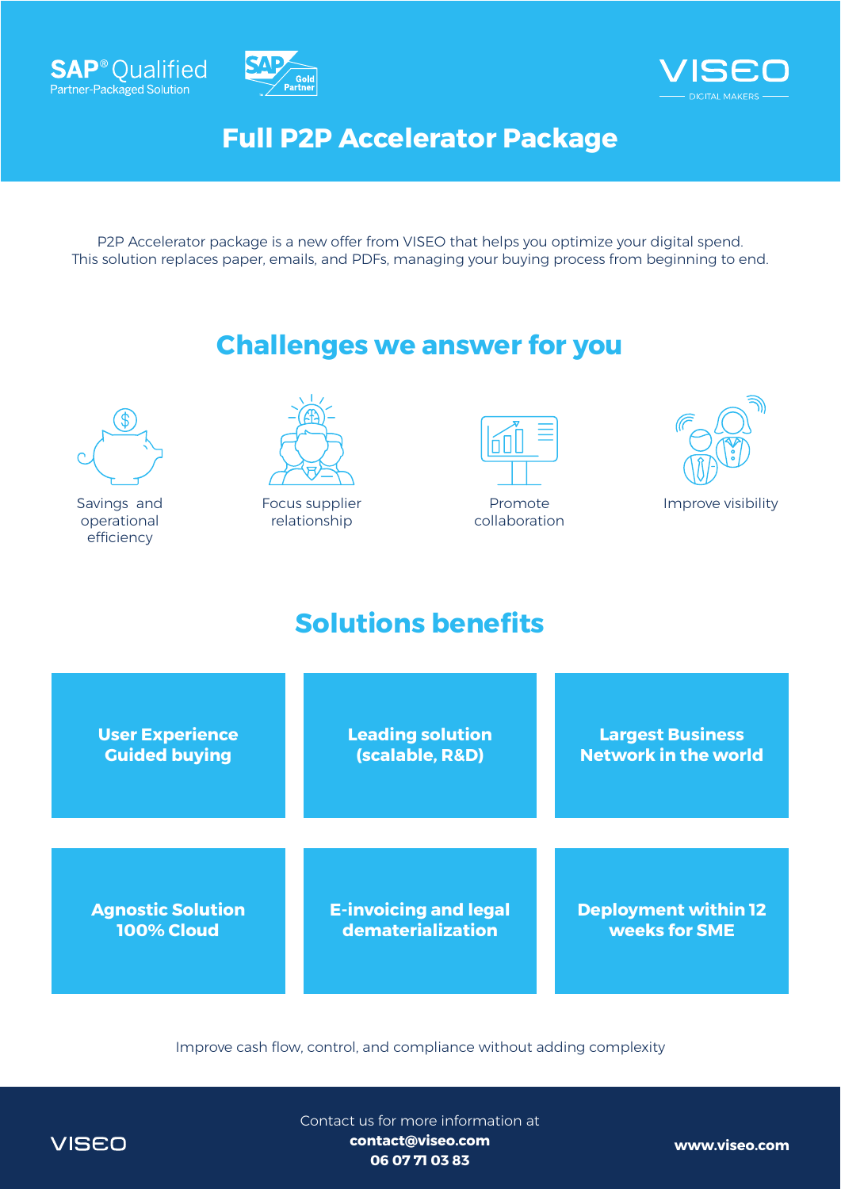SAP® Qualified
Partner-Packaged Solution

SAP Gold Partner

VISEO
DIGITAL MAKERS

# Full P2P Accelerator Package

P2P Accelerator package is a new offer from VISEO that helps you optimize your digital spend.
This solution replaces paper, emails, and PDFs, managing your buying process from beginning to end.

## Challenges we answer for you

- Savings and operational efficiency
- Focus supplier relationship
- Promote collaboration
- Improve visibility

## Solutions benefits

- **User Experience Guided buying**
- **Leading solution (scalable, R&D)**
- **Largest Business Network in the world**
- **Agnostic Solution 100% Cloud**
- **E-invoicing and legal dematerialization**
- **Deployment within 12 weeks for SME**

Improve cash flow, control, and compliance without adding complexity

VISEO

Contact us for more information at
**contact@viseo.com**
**06 07 71 03 83**

**www.viseo.com**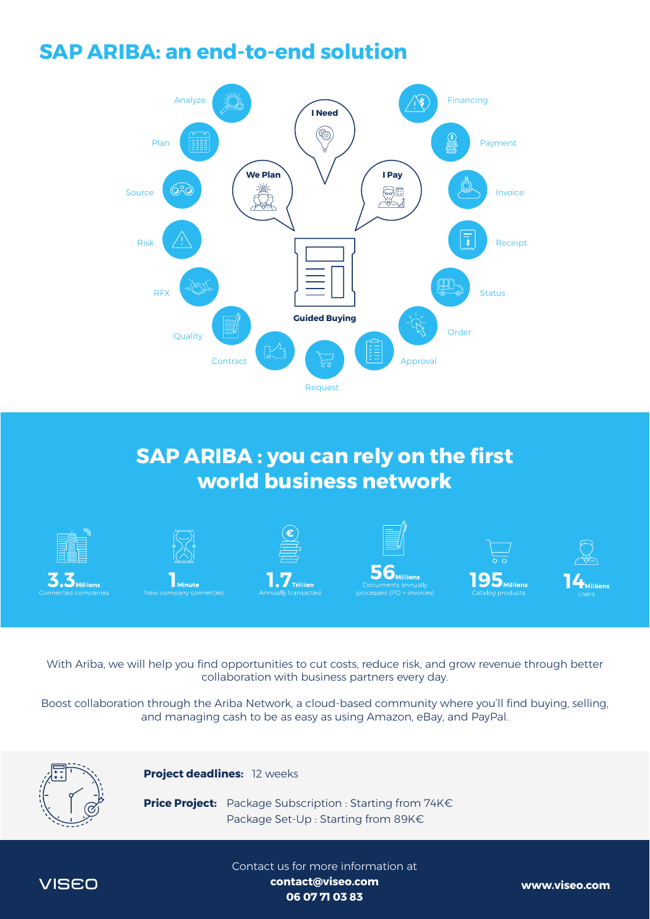# SAP ARIBA: an end-to-end solution

Analyze

Plan

Source

Risk

RFX

Quality

Contract

Request

Approval

Order

Status

Receipt

Invoice

Payment

Financing

I Need

We Plan

I Pay

Guided Buying

## SAP ARIBA : you can rely on the first world business network

**3.3** Millions
Connected companies

**1** Minute
New company connected

**1.7** Trillion
Annually transacted

**56** Millions
Documents annually processed (PO + invoices)

**195** Millions
Catalog products

**14** Millions
Users

With Ariba, we will help you find opportunities to cut costs, reduce risk, and grow revenue through better collaboration with business partners every day.

Boost collaboration through the Ariba Network, a cloud-based community where you'll find buying, selling, and managing cash to be as easy as using Amazon, eBay, and PayPal.

**Project deadlines:** 12 weeks

**Price Project:** Package Subscription : Starting from 74K€
Package Set-Up : Starting from 89K€

VISEO

Contact us for more information at
**contact@viseo.com**
**06 07 71 03 83**

**www.viseo.com**